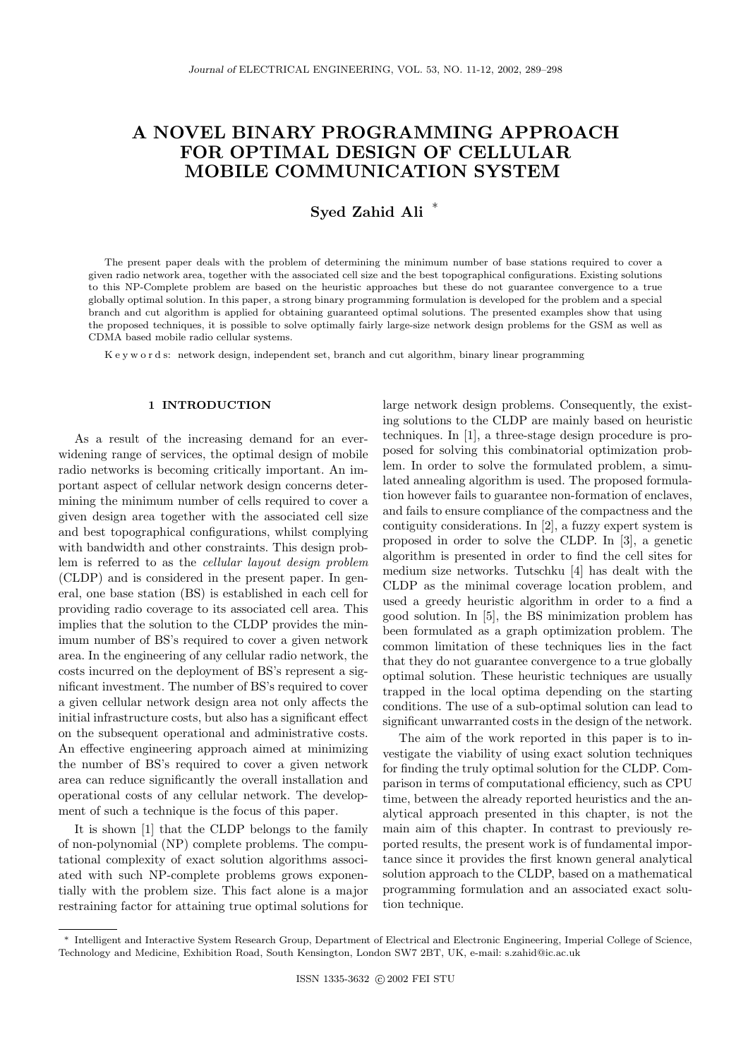# A NOVEL BINARY PROGRAMMING APPROACH FOR OPTIMAL DESIGN OF CELLULAR MOBILE COMMUNICATION SYSTEM

**Syed Zahid Ali** [*]

The present paper deals with the problem of determining the minimum number of base stations required to cover a given radio network area, together with the associated cell size and the best topographical configurations. Existing solutions to this NP-Complete problem are based on the heuristic approaches but these do not guarantee convergence to a true globally optimal solution. In this paper, a strong binary programming formulation is developed for the problem and a special branch and cut algorithm is applied for obtaining guaranteed optimal solutions. The presented examples show that using the proposed techniques, it is possible to solve optimally fairly large-size network design problems for the GSM as well as CDMA based mobile radio cellular systems.

K e y w o r d s: network design, independent set, branch and cut algorithm, binary linear programming

## 1 INTRODUCTION

As a result of the increasing demand for an ever-widening range of services, the optimal design of mobile radio networks is becoming critically important. An important aspect of cellular network design concerns determining the minimum number of cells required to cover a given design area together with the associated cell size and best topographical configurations, whilst complying with bandwidth and other constraints. This design problem is referred to as the *cellular layout design problem* (CLDP) and is considered in the present paper. In general, one base station (BS) is established in each cell for providing radio coverage to its associated cell area. This implies that the solution to the CLDP provides the minimum number of BS's required to cover a given network area. In the engineering of any cellular radio network, the costs incurred on the deployment of BS's represent a significant investment. The number of BS's required to cover a given cellular network design area not only affects the initial infrastructure costs, but also has a significant effect on the subsequent operational and administrative costs. An effective engineering approach aimed at minimizing the number of BS's required to cover a given network area can reduce significantly the overall installation and operational costs of any cellular network. The development of such a technique is the focus of this paper.

It is shown [1] that the CLDP belongs to the family of non-polynomial (NP) complete problems. The computational complexity of exact solution algorithms associated with such NP-complete problems grows exponentially with the problem size. This fact alone is a major restraining factor for attaining true optimal solutions for large network design problems. Consequently, the existing solutions to the CLDP are mainly based on heuristic techniques. In [1], a three-stage design procedure is proposed for solving this combinatorial optimization problem. In order to solve the formulated problem, a simulated annealing algorithm is used. The proposed formulation however fails to guarantee non-formation of enclaves, and fails to ensure compliance of the compactness and the contiguity considerations. In [2], a fuzzy expert system is proposed in order to solve the CLDP. In [3], a genetic algorithm is presented in order to find the cell sites for medium size networks. Tutschku [4] has dealt with the CLDP as the minimal coverage location problem, and used a greedy heuristic algorithm in order to a find a good solution. In [5], the BS minimization problem has been formulated as a graph optimization problem. The common limitation of these techniques lies in the fact that they do not guarantee convergence to a true globally optimal solution. These heuristic techniques are usually trapped in the local optima depending on the starting conditions. The use of a sub-optimal solution can lead to significant unwarranted costs in the design of the network.

The aim of the work reported in this paper is to investigate the viability of using exact solution techniques for finding the truly optimal solution for the CLDP. Comparison in terms of computational efficiency, such as CPU time, between the already reported heuristics and the analytical approach presented in this chapter, is not the main aim of this chapter. In contrast to previously reported results, the present work is of fundamental importance since it provides the first known general analytical solution approach to the CLDP, based on a mathematical programming formulation and an associated exact solution technique.

[*] Intelligent and Interactive System Research Group, Department of Electrical and Electronic Engineering, Imperial College of Science, Technology and Medicine, Exhibition Road, South Kensington, London SW7 2BT, UK, e-mail: s.zahid@ic.ac.uk

ISSN 1335-3632 © 2002 FEI STU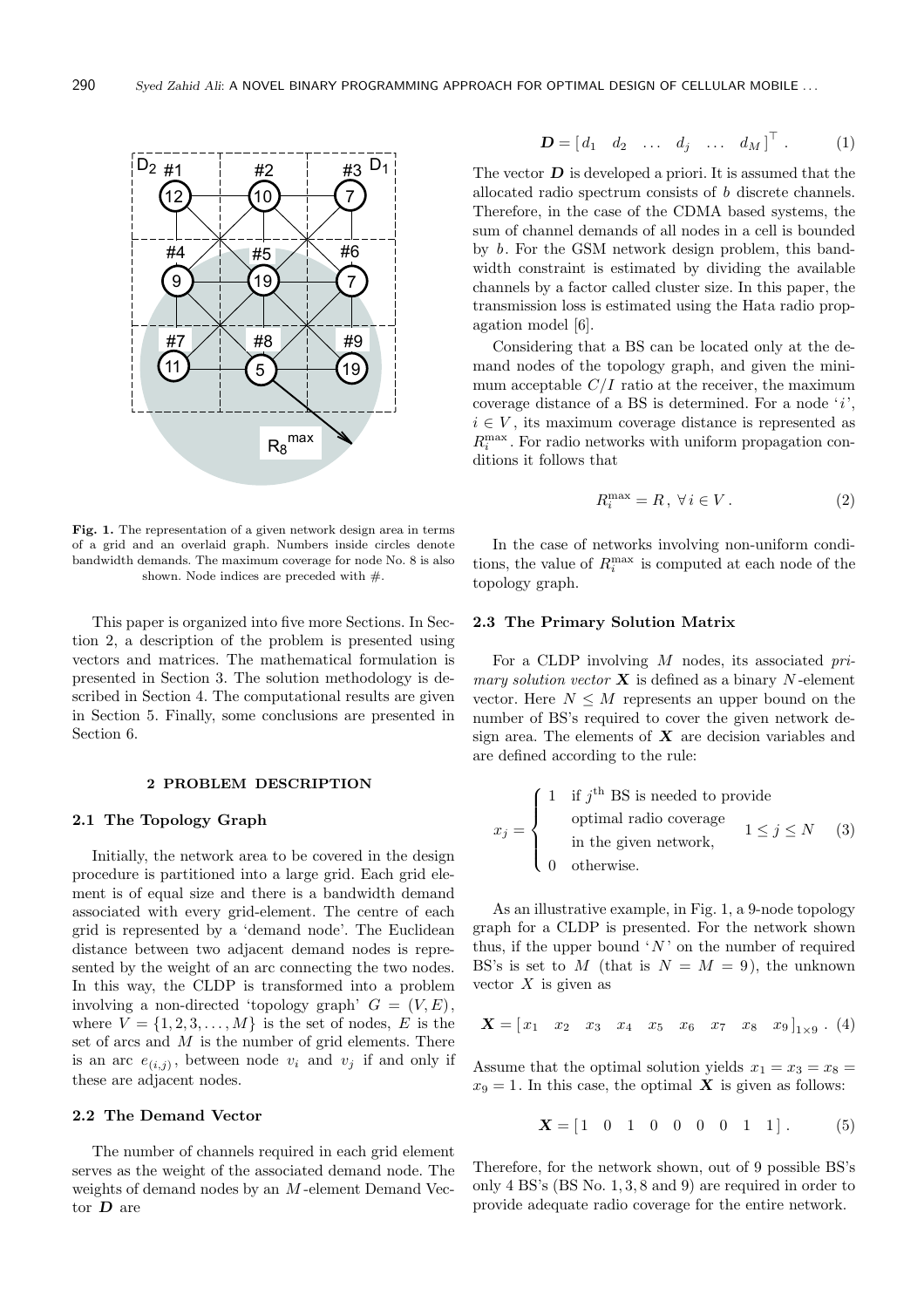Fig. 1. The representation of a given network design area in terms of a grid and an overlaid graph. Numbers inside circles denote bandwidth demands. The maximum coverage for node No. 8 is also shown. Node indices are preceded with #.

This paper is organized into five more Sections. In Section 2, a description of the problem is presented using vectors and matrices. The mathematical formulation is presented in Section 3. The solution methodology is described in Section 4. The computational results are given in Section 5. Finally, some conclusions are presented in Section 6.

## 2 PROBLEM DESCRIPTION

### 2.1 The Topology Graph

Initially, the network area to be covered in the design procedure is partitioned into a large grid. Each grid element is of equal size and there is a bandwidth demand associated with every grid-element. The centre of each grid is represented by a 'demand node'. The Euclidean distance between two adjacent demand nodes is represented by the weight of an arc connecting the two nodes. In this way, the CLDP is transformed into a problem involving a non-directed 'topology graph' $G = (V, E)$, where $V = \{1, 2, 3, \ldots, M\}$ is the set of nodes, $E$ is the set of arcs and $M$ is the number of grid elements. There is an arc $e_{(i,j)}$, between node $v_i$ and $v_j$ if and only if these are adjacent nodes.

### 2.2 The Demand Vector

The number of channels required in each grid element serves as the weight of the associated demand node. The weights of demand nodes by an $M$-element Demand Vector $\boldsymbol{D}$ are

$$\boldsymbol{D} = \begin{bmatrix} d_1 & d_2 & \ldots & d_j & \ldots & d_M \end{bmatrix}^\top . \tag{1}$$

The vector $\boldsymbol{D}$ is developed a priori. It is assumed that the allocated radio spectrum consists of $b$ discrete channels. Therefore, in the case of the CDMA based systems, the sum of channel demands of all nodes in a cell is bounded by $b$. For the GSM network design problem, this bandwidth constraint is estimated by dividing the available channels by a factor called cluster size. In this paper, the transmission loss is estimated using the Hata radio propagation model [6].

Considering that a BS can be located only at the demand nodes of the topology graph, and given the minimum acceptable $C/I$ ratio at the receiver, the maximum coverage distance of a BS is determined. For a node '$i$', $i \in V$, its maximum coverage distance is represented as $R_i^{\max}$. For radio networks with uniform propagation conditions it follows that

$$R_i^{\max} = R\,,\ \forall\, i \in V\,. \tag{2}$$

In the case of networks involving non-uniform conditions, the value of $R_i^{\max}$ is computed at each node of the topology graph.

### 2.3 The Primary Solution Matrix

For a CLDP involving $M$ nodes, its associated *primary solution vector* $\boldsymbol{X}$ is defined as a binary $N$-element vector. Here $N \le M$ represents an upper bound on the number of BS's required to cover the given network design area. The elements of $\boldsymbol{X}$ are decision variables and are defined according to the rule:

$$x_j = \begin{cases} 1 & \text{if } j^{\text{th}} \text{ BS is needed to provide optimal radio coverage in the given network,} \\ 0 & \text{otherwise.} \end{cases} \quad 1 \le j \le N \tag{3}$$

As an illustrative example, in Fig. 1, a 9-node topology graph for a CLDP is presented. For the network shown thus, if the upper bound '$N$' on the number of required BS's is set to $M$ (that is $N = M = 9$), the unknown vector $X$ is given as

$$\boldsymbol{X} = \begin{bmatrix} x_1 & x_2 & x_3 & x_4 & x_5 & x_6 & x_7 & x_8 & x_9 \end{bmatrix}_{1\times 9} . \tag{4}$$

Assume that the optimal solution yields $x_1 = x_3 = x_8 = x_9 = 1$. In this case, the optimal $\boldsymbol{X}$ is given as follows:

$$\boldsymbol{X} = \begin{bmatrix} 1 & 0 & 1 & 0 & 0 & 0 & 0 & 1 & 1 \end{bmatrix} . \tag{5}$$

Therefore, for the network shown, out of 9 possible BS's only 4 BS's (BS No. 1, 3, 8 and 9) are required in order to provide adequate radio coverage for the entire network.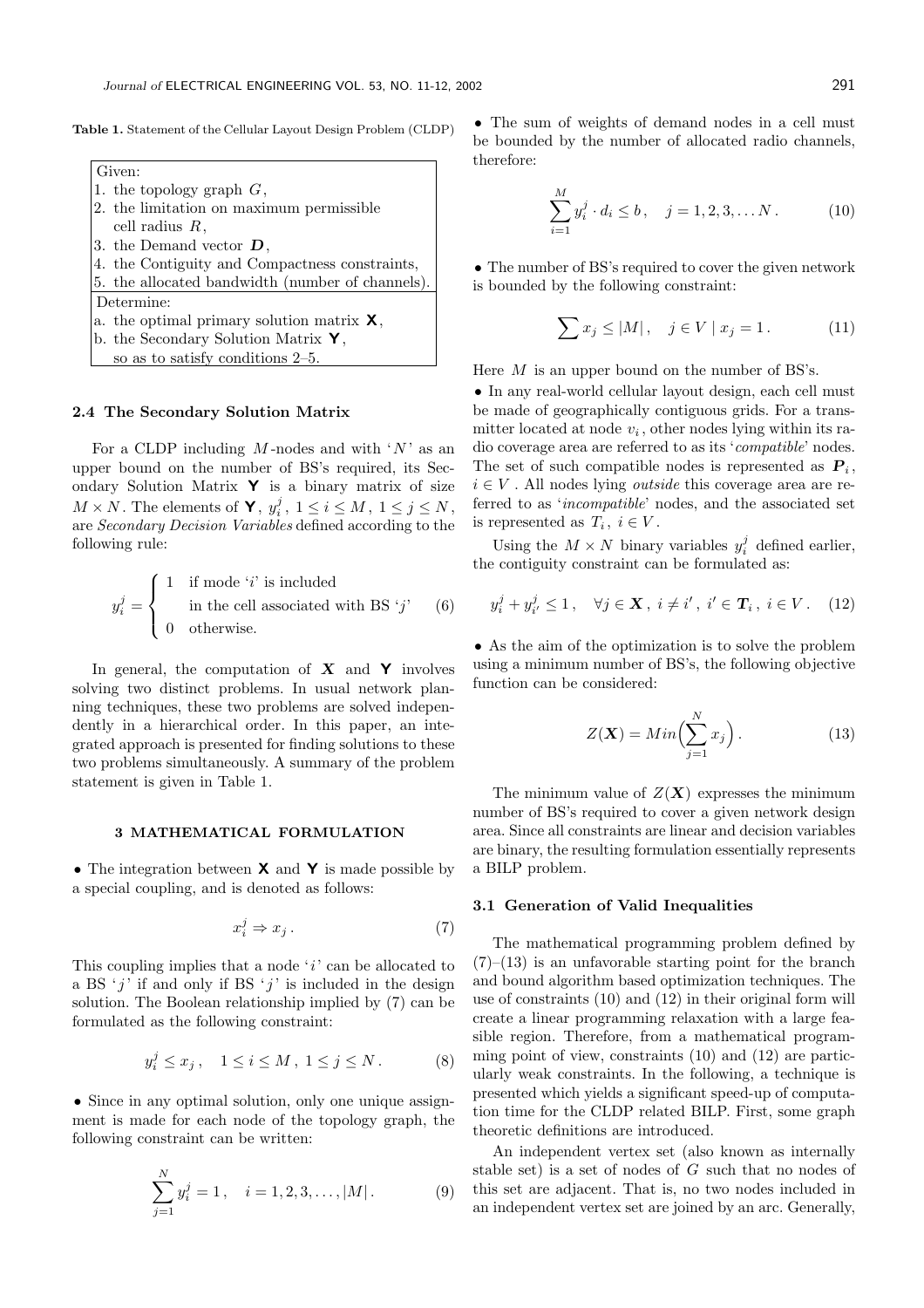**Table 1.** Statement of the Cellular Layout Design Problem (CLDP)

| Given: |
|---|
| 1. the topology graph $G$, |
| 2. the limitation on maximum permissible cell radius $R$, |
| 3. the Demand vector $\boldsymbol{D}$, |
| 4. the Contiguity and Compactness constraints, |
| 5. the allocated bandwidth (number of channels). |
| Determine: |
| a. the optimal primary solution matrix $\mathbf{X}$, |
| b. the Secondary Solution Matrix $\mathbf{Y}$, so as to satisfy conditions 2–5. |

### 2.4 The Secondary Solution Matrix

For a CLDP including $M$-nodes and with '$N$' as an upper bound on the number of BS's required, its Secondary Solution Matrix $\mathbf{Y}$ is a binary matrix of size $M \times N$. The elements of $\mathbf{Y}$, $y_i^j$, $1 \le i \le M$, $1 \le j \le N$, are *Secondary Decision Variables* defined according to the following rule:

$$y_i^j = \begin{cases} 1 & \text{if mode '}i\text{' is included} \\ & \text{in the cell associated with BS '}j\text{'} \\ 0 & \text{otherwise.} \end{cases} \tag{6}$$

In general, the computation of $\boldsymbol{X}$ and $\mathbf{Y}$ involves solving two distinct problems. In usual network planning techniques, these two problems are solved independently in a hierarchical order. In this paper, an integrated approach is presented for finding solutions to these two problems simultaneously. A summary of the problem statement is given in Table 1.

## 3 MATHEMATICAL FORMULATION

• The integration between $\mathbf{X}$ and $\mathbf{Y}$ is made possible by a special coupling, and is denoted as follows:

$$x_i^j \Rightarrow x_j \,. \tag{7}$$

This coupling implies that a node '$i$' can be allocated to a BS '$j$' if and only if BS '$j$' is included in the design solution. The Boolean relationship implied by (7) can be formulated as the following constraint:

$$y_i^j \le x_j \,, \quad 1 \le i \le M \,,\ 1 \le j \le N \,. \tag{8}$$

• Since in any optimal solution, only one unique assignment is made for each node of the topology graph, the following constraint can be written:

$$\sum_{j=1}^{N} y_i^j = 1 \,, \quad i = 1, 2, 3, \ldots, |M| \,. \tag{9}$$

• The sum of weights of demand nodes in a cell must be bounded by the number of allocated radio channels, therefore:

$$\sum_{i=1}^{M} y_i^j \cdot d_i \le b \,, \quad j = 1, 2, 3, \ldots N \,. \tag{10}$$

• The number of BS's required to cover the given network is bounded by the following constraint:

$$\sum x_j \le |M| \,, \quad j \in V \mid x_j = 1 \,. \tag{11}$$

Here $M$ is an upper bound on the number of BS's.

• In any real-world cellular layout design, each cell must be made of geographically contiguous grids. For a transmitter located at node $v_i$, other nodes lying within its radio coverage area are referred to as its '*compatible*' nodes. The set of such compatible nodes is represented as $\boldsymbol{P}_i$, $i \in V$. All nodes lying *outside* this coverage area are referred to as '*incompatible*' nodes, and the associated set is represented as $T_i$, $i \in V$.

Using the $M \times N$ binary variables $y_i^j$ defined earlier, the contiguity constraint can be formulated as:

$$y_i^j + y_{i'}^j \le 1 \,, \quad \forall j \in \boldsymbol{X} \,,\ i \ne i' \,,\ i' \in \boldsymbol{T}_i \,,\ i \in V \,. \tag{12}$$

• As the aim of the optimization is to solve the problem using a minimum number of BS's, the following objective function can be considered:

$$Z(\boldsymbol{X}) = Min\Big(\sum_{j=1}^{N} x_j\Big) \,. \tag{13}$$

The minimum value of $Z(\boldsymbol{X})$ expresses the minimum number of BS's required to cover a given network design area. Since all constraints are linear and decision variables are binary, the resulting formulation essentially represents a BILP problem.

### 3.1 Generation of Valid Inequalities

The mathematical programming problem defined by (7)–(13) is an unfavorable starting point for the branch and bound algorithm based optimization techniques. The use of constraints (10) and (12) in their original form will create a linear programming relaxation with a large feasible region. Therefore, from a mathematical programming point of view, constraints (10) and (12) are particularly weak constraints. In the following, a technique is presented which yields a significant speed-up of computation time for the CLDP related BILP. First, some graph theoretic definitions are introduced.

An independent vertex set (also known as internally stable set) is a set of nodes of $G$ such that no nodes of this set are adjacent. That is, no two nodes included in an independent vertex set are joined by an arc. Generally,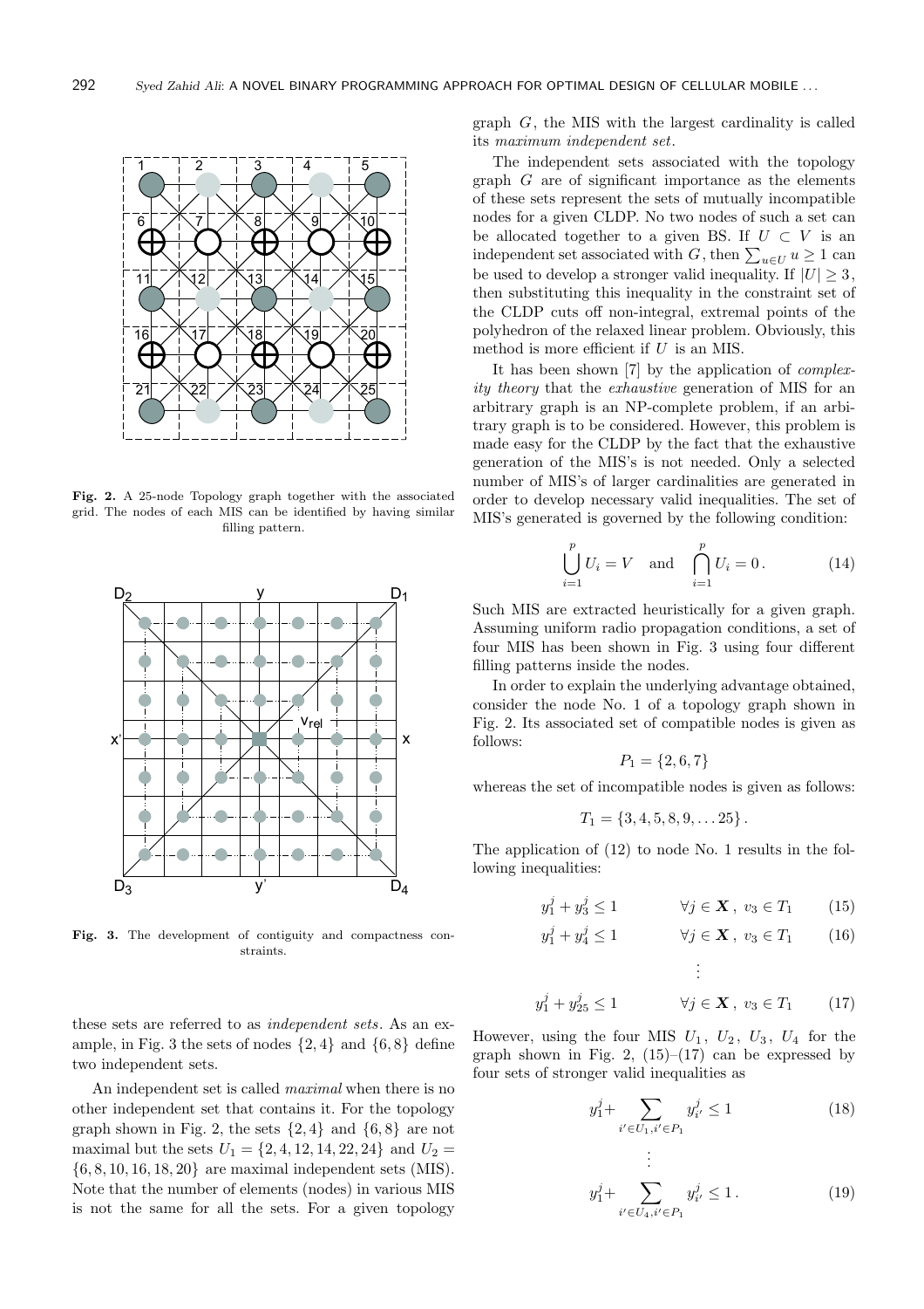Fig. 2. A 25-node Topology graph together with the associated grid. The nodes of each MIS can be identified by having similar filling pattern.

Fig. 3. The development of contiguity and compactness constraints.

these sets are referred to as *independent sets*. As an example, in Fig. 3 the sets of nodes $\{2,4\}$ and $\{6,8\}$ define two independent sets.

An independent set is called *maximal* when there is no other independent set that contains it. For the topology graph shown in Fig. 2, the sets $\{2,4\}$ and $\{6,8\}$ are not maximal but the sets $U_1 = \{2,4,12,14,22,24\}$ and $U_2 = \{6,8,10,16,18,20\}$ are maximal independent sets (MIS). Note that the number of elements (nodes) in various MIS is not the same for all the sets. For a given topology graph $G$, the MIS with the largest cardinality is called its *maximum independent set*.

The independent sets associated with the topology graph $G$ are of significant importance as the elements of these sets represent the sets of mutually incompatible nodes for a given CLDP. No two nodes of such a set can be allocated together to a given BS. If $U \subset V$ is an independent set associated with $G$, then $\sum_{u \in U} u \geq 1$ can be used to develop a stronger valid inequality. If $|U| \geq 3$, then substituting this inequality in the constraint set of the CLDP cuts off non-integral, extremal points of the polyhedron of the relaxed linear problem. Obviously, this method is more efficient if $U$ is an MIS.

It has been shown [7] by the application of *complexity theory* that the *exhaustive* generation of MIS for an arbitrary graph is an NP-complete problem, if an arbitrary graph is to be considered. However, this problem is made easy for the CLDP by the fact that the exhaustive generation of the MIS's is not needed. Only a selected number of MIS's of larger cardinalities are generated in order to develop necessary valid inequalities. The set of MIS's generated is governed by the following condition:

$$\bigcup_{i=1}^{p} U_i = V \quad \text{and} \quad \bigcap_{i=1}^{p} U_i = 0\,. \tag{14}$$

Such MIS are extracted heuristically for a given graph. Assuming uniform radio propagation conditions, a set of four MIS has been shown in Fig. 3 using four different filling patterns inside the nodes.

In order to explain the underlying advantage obtained, consider the node No. 1 of a topology graph shown in Fig. 2. Its associated set of compatible nodes is given as follows:

$$P_1 = \{2,6,7\}$$

whereas the set of incompatible nodes is given as follows:

$$T_1 = \{3,4,5,8,9,\dots 25\}\,.$$

The application of (12) to node No. 1 results in the following inequalities:

$$y_1^j + y_3^j \leq 1 \qquad \forall j \in \mathbf{X}\,,\ v_3 \in T_1 \tag{15}$$

$$y_1^j + y_4^j \leq 1 \qquad \forall j \in \mathbf{X}\,,\ v_3 \in T_1 \tag{16}$$

$$\vdots$$

$$y_1^j + y_{25}^j \leq 1 \qquad \forall j \in \mathbf{X}\,,\ v_3 \in T_1 \tag{17}$$

However, using the four MIS $U_1$, $U_2$, $U_3$, $U_4$ for the graph shown in Fig. 2, (15)–(17) can be expressed by four sets of stronger valid inequalities as

$$y_1^j + \sum_{i' \in U_1, i' \in P_1} y_{i'}^j \leq 1 \tag{18}$$

$$\vdots$$

$$y_1^j + \sum_{i' \in U_4, i' \in P_1} y_{i'}^j \leq 1\,. \tag{19}$$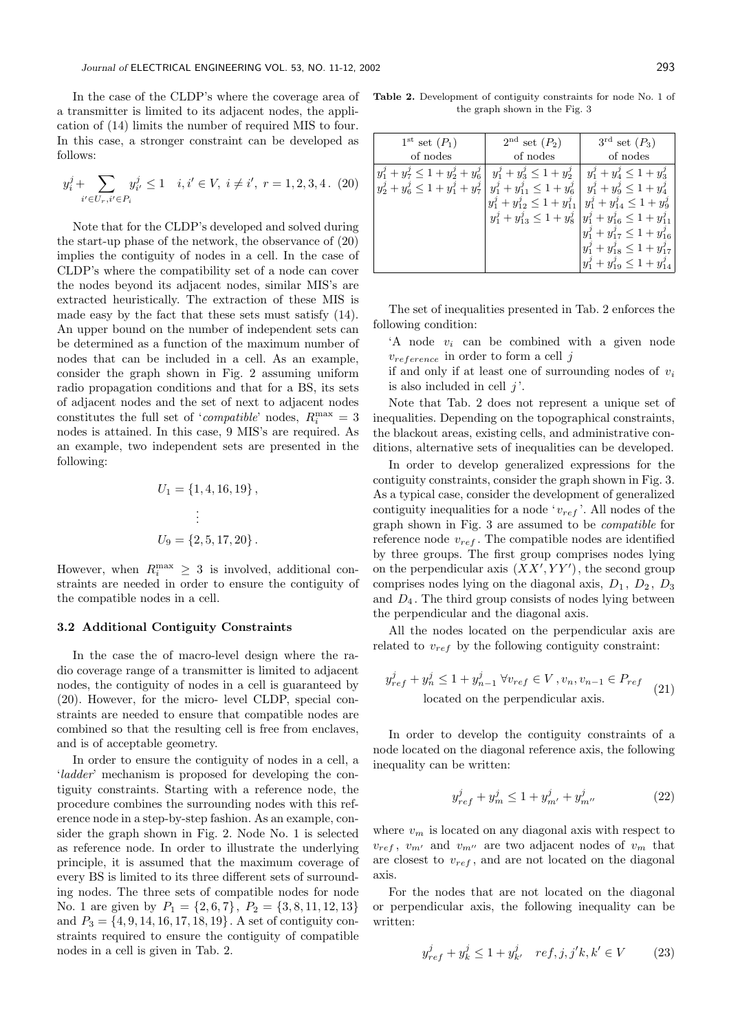In the case of the CLDP's where the coverage area of a transmitter is limited to its adjacent nodes, the application of (14) limits the number of required MIS to four. In this case, a stronger constraint can be developed as follows:

$$y_i^j + \sum_{i' \in U_r, i' \in P_i} y_{i'}^j \leq 1 \quad i, i' \in V,\ i \neq i',\ r = 1, 2, 3, 4\,. \tag{20}$$

Note that for the CLDP's developed and solved during the start-up phase of the network, the observance of (20) implies the contiguity of nodes in a cell. In the case of CLDP's where the compatibility set of a node can cover the nodes beyond its adjacent nodes, similar MIS's are extracted heuristically. The extraction of these MIS is made easy by the fact that these sets must satisfy (14). An upper bound on the number of independent sets can be determined as a function of the maximum number of nodes that can be included in a cell. As an example, consider the graph shown in Fig. 2 assuming uniform radio propagation conditions and that for a BS, its sets of adjacent nodes and the set of next to adjacent nodes constitutes the full set of '*compatible*' nodes, $R_i^{\max} = 3$ nodes is attained. In this case, 9 MIS's are required. As an example, two independent sets are presented in the following:

$$U_1 = \{1, 4, 16, 19\}\,,$$

$$\vdots$$

$$U_9 = \{2, 5, 17, 20\}\,.$$

However, when $R_i^{\max} \geq 3$ is involved, additional constraints are needed in order to ensure the contiguity of the compatible nodes in a cell.

### 3.2 Additional Contiguity Constraints

In the case the of macro-level design where the radio coverage range of a transmitter is limited to adjacent nodes, the contiguity of nodes in a cell is guaranteed by (20). However, for the micro- level CLDP, special constraints are needed to ensure that compatible nodes are combined so that the resulting cell is free from enclaves, and is of acceptable geometry.

In order to ensure the contiguity of nodes in a cell, a '*ladder*' mechanism is proposed for developing the contiguity constraints. Starting with a reference node, the procedure combines the surrounding nodes with this reference node in a step-by-step fashion. As an example, consider the graph shown in Fig. 2. Node No. 1 is selected as reference node. In order to illustrate the underlying principle, it is assumed that the maximum coverage of every BS is limited to its three different sets of surrounding nodes. The three sets of compatible nodes for node No. 1 are given by $P_1 = \{2, 6, 7\}$, $P_2 = \{3, 8, 11, 12, 13\}$ and $P_3 = \{4, 9, 14, 16, 17, 18, 19\}$. A set of contiguity constraints required to ensure the contiguity of compatible nodes in a cell is given in Tab. 2.

**Table 2.** Development of contiguity constraints for node No. 1 of the graph shown in the Fig. 3

| 1[st] set ($P_1$) of nodes | 2[nd] set ($P_2$) of nodes | 3[rd] set ($P_3$) of nodes |
|---|---|---|
| $y_1^j + y_7^j \leq 1 + y_2^j + y_6^j$ | $y_1^j + y_3^j \leq 1 + y_2^j$ | $y_1^j + y_4^j \leq 1 + y_3^j$ |
| $y_2^j + y_6^j \leq 1 + y_1^j + y_7^j$ | $y_1^j + y_{11}^j \leq 1 + y_6^j$ | $y_1^j + y_9^j \leq 1 + y_4^j$ |
| | $y_1^j + y_{12}^j \leq 1 + y_{11}^j$ | $y_1^j + y_{14}^j \leq 1 + y_9^j$ |
| | $y_1^j + y_{13}^j \leq 1 + y_8^j$ | $y_1^j + y_{16}^j \leq 1 + y_{11}^j$ |
| | | $y_1^j + y_{17}^j \leq 1 + y_{16}^j$ |
| | | $y_1^j + y_{18}^j \leq 1 + y_{17}^j$ |
| | | $y_1^j + y_{19}^j \leq 1 + y_{14}^j$ |

The set of inequalities presented in Tab. 2 enforces the following condition:

'A node $v_i$ can be combined with a given node $v_{reference}$ in order to form a cell $j$

if and only if at least one of surrounding nodes of $v_i$ is also included in cell $j$'.

Note that Tab. 2 does not represent a unique set of inequalities. Depending on the topographical constraints, the blackout areas, existing cells, and administrative conditions, alternative sets of inequalities can be developed.

In order to develop generalized expressions for the contiguity constraints, consider the graph shown in Fig. 3. As a typical case, consider the development of generalized contiguity inequalities for a node '$v_{ref}$'. All nodes of the graph shown in Fig. 3 are assumed to be *compatible* for reference node $v_{ref}$. The compatible nodes are identified by three groups. The first group comprises nodes lying on the perpendicular axis $(XX', YY')$, the second group comprises nodes lying on the diagonal axis, $D_1$, $D_2$, $D_3$ and $D_4$. The third group consists of nodes lying between the perpendicular and the diagonal axis.

All the nodes located on the perpendicular axis are related to $v_{ref}$ by the following contiguity constraint:

$$y_{ref}^j + y_n^j \leq 1 + y_{n-1}^j \ \forall v_{ref} \in V\,, v_n, v_{n-1} \in P_{ref} \quad \text{located on the perpendicular axis.} \tag{21}$$

In order to develop the contiguity constraints of a node located on the diagonal reference axis, the following inequality can be written:

$$y_{ref}^j + y_m^j \leq 1 + y_{m'}^j + y_{m''}^j \tag{22}$$

where $v_m$ is located on any diagonal axis with respect to $v_{ref}$, $v_{m'}$ and $v_{m''}$ are two adjacent nodes of $v_m$ that are closest to $v_{ref}$, and are not located on the diagonal axis.

For the nodes that are not located on the diagonal or perpendicular axis, the following inequality can be written:

$$y_{ref}^j + y_k^j \leq 1 + y_{k'}^j \quad ref, j, j'k, k' \in V \tag{23}$$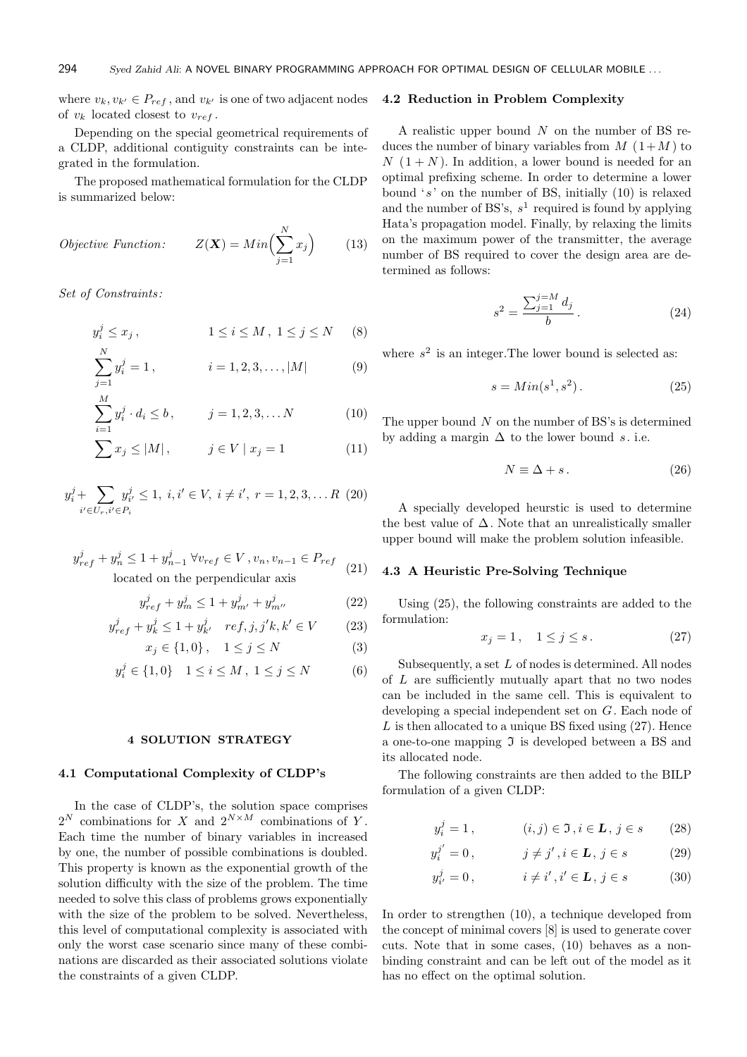where $v_k, v_{k'} \in P_{ref}$, and $v_{k'}$ is one of two adjacent nodes of $v_k$ located closest to $v_{ref}$.

Depending on the special geometrical requirements of a CLDP, additional contiguity constraints can be integrated in the formulation.

The proposed mathematical formulation for the CLDP is summarized below:

$$\textit{Objective Function:} \qquad Z(\mathbf{X}) = Min\Big(\sum_{j=1}^{N} x_j\Big) \tag{13}$$

*Set of Constraints:*

$$y_i^j \le x_j\,, \qquad 1 \le i \le M\,,\ 1 \le j \le N \tag{8}$$

$$\sum_{j=1}^{N} y_i^j = 1\,, \qquad i = 1,2,3,\ldots,|M| \tag{9}$$

$$\sum_{i=1}^{M} y_i^j \cdot d_i \le b\,, \qquad j = 1,2,3,\ldots N \tag{10}$$

$$\sum x_j \le |M|\,, \qquad j \in V \mid x_j = 1 \tag{11}$$

$$y_i^j + \sum_{i' \in U_r, i' \in P_i} y_{i'}^j \le 1,\ i,i' \in V,\ i \ne i',\ r = 1,2,3,\ldots R \tag{20}$$

$$y_{ref}^j + y_n^j \le 1 + y_{n-1}^j \ \forall v_{ref} \in V\,, v_n, v_{n-1} \in P_{ref} \text{ located on the perpendicular axis} \tag{21}$$

$$y_{ref}^j + y_m^j \le 1 + y_{m'}^j + y_{m''}^j \tag{22}$$

$$y_{ref}^j + y_k^j \le 1 + y_{k'}^j \quad ref, j, j'k, k' \in V \tag{23}$$

$$x_j \in \{1,0\}\,, \quad 1 \le j \le N \tag{3}$$

$$y_i^j \in \{1,0\} \quad 1 \le i \le M\,,\ 1 \le j \le N \tag{6}$$

## 4 SOLUTION STRATEGY

### 4.1 Computational Complexity of CLDP's

In the case of CLDP's, the solution space comprises $2^N$ combinations for $X$ and $2^{N\times M}$ combinations of $Y$. Each time the number of binary variables in increased by one, the number of possible combinations is doubled. This property is known as the exponential growth of the solution difficulty with the size of the problem. The time needed to solve this class of problems grows exponentially with the size of the problem to be solved. Nevertheless, this level of computational complexity is associated with only the worst case scenario since many of these combinations are discarded as their associated solutions violate the constraints of a given CLDP.

### 4.2 Reduction in Problem Complexity

A realistic upper bound $N$ on the number of BS reduces the number of binary variables from $M\ (1+M)$ to $N\ (1+N)$. In addition, a lower bound is needed for an optimal prefixing scheme. In order to determine a lower bound '$s$' on the number of BS, initially (10) is relaxed and the number of BS's, $s^1$ required is found by applying Hata's propagation model. Finally, by relaxing the limits on the maximum power of the transmitter, the average number of BS required to cover the design area are determined as follows:

$$s^2 = \frac{\sum_{j=1}^{j=M} d_j}{b}\,. \tag{24}$$

where $s^2$ is an integer.The lower bound is selected as:

$$s = Min(s^1, s^2)\,. \tag{25}$$

The upper bound $N$ on the number of BS's is determined by adding a margin $\Delta$ to the lower bound $s$. i.e.

$$N \equiv \Delta + s\,. \tag{26}$$

A specially developed heurstic is used to determine the best value of $\Delta$. Note that an unrealistically smaller upper bound will make the problem solution infeasible.

### 4.3 A Heuristic Pre-Solving Technique

Using (25), the following constraints are added to the formulation:

$$x_j = 1\,, \quad 1 \le j \le s\,. \tag{27}$$

Subsequently, a set $L$ of nodes is determined. All nodes of $L$ are sufficiently mutually apart that no two nodes can be included in the same cell. This is equivalent to developing a special independent set on $G$. Each node of $L$ is then allocated to a unique BS fixed using (27). Hence a one-to-one mapping $\Im$ is developed between a BS and its allocated node.

The following constraints are then added to the BILP formulation of a given CLDP:

$$y_i^j = 1\,, \qquad (i,j) \in \Im\,, i \in \boldsymbol{L}\,,\ j \in s \tag{28}$$

$$y_i^{j'} = 0\,, \qquad j \ne j'\,, i \in \boldsymbol{L}\,,\ j \in s \tag{29}$$

$$y_{i'}^j = 0\,, \qquad i \ne i'\,, i' \in \boldsymbol{L}\,,\ j \in s \tag{30}$$

In order to strengthen (10), a technique developed from the concept of minimal covers [8] is used to generate cover cuts. Note that in some cases, (10) behaves as a non-binding constraint and can be left out of the model as it has no effect on the optimal solution.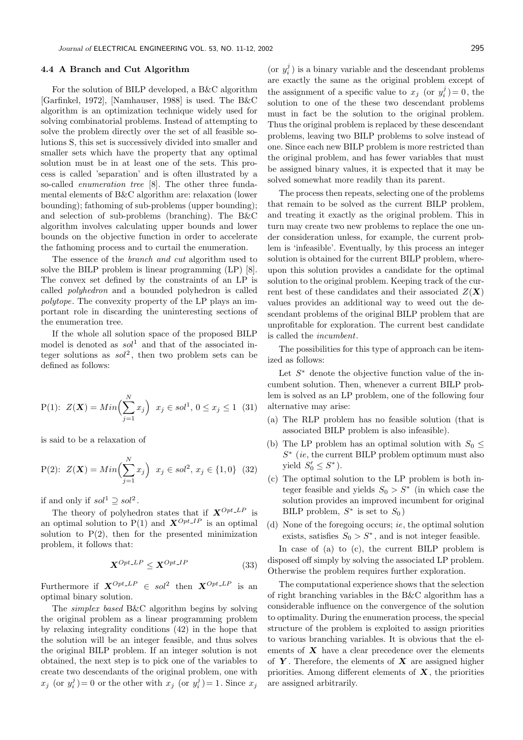### 4.4 A Branch and Cut Algorithm

For the solution of BILP developed, a B&C algorithm [Garfinkel, 1972], [Namhauser, 1988] is used. The B&C algorithm is an optimization technique widely used for solving combinatorial problems. Instead of attempting to solve the problem directly over the set of all feasible solutions S, this set is successively divided into smaller and smaller sets which have the property that any optimal solution must be in at least one of the sets. This process is called 'separation' and is often illustrated by a so-called *enumeration tree* [8]. The other three fundamental elements of B&C algorithm are: relaxation (lower bounding); fathoming of sub-problems (upper bounding); and selection of sub-problems (branching). The B&C algorithm involves calculating upper bounds and lower bounds on the objective function in order to accelerate the fathoming process and to curtail the enumeration.

The essence of the *branch and cut* algorithm used to solve the BILP problem is linear programming (LP) [8]. The convex set defined by the constraints of an LP is called *polyhedron* and a bounded polyhedron is called *polytope*. The convexity property of the LP plays an important role in discarding the uninteresting sections of the enumeration tree.

If the whole all solution space of the proposed BILP model is denoted as $sol^1$ and that of the associated integer solutions as $sol^2$, then two problem sets can be defined as follows:

$$\text{P(1)}: \; Z(\boldsymbol{X}) = Min\Big(\sum_{j=1}^{N} x_j\Big) \quad x_j \in sol^1,\, 0 \le x_j \le 1 \quad (31)$$

is said to be a relaxation of

$$\text{P(2)}: \; Z(\boldsymbol{X}) = Min\Big(\sum_{j=1}^{N} x_j\Big) \quad x_j \in sol^2,\, x_j \in \{1, 0\} \quad (32)$$

if and only if $sol^1 \supseteq sol^2$.

The theory of polyhedron states that if $\boldsymbol{X}^{Opt\_LP}$ is an optimal solution to P(1) and $\boldsymbol{X}^{Opt\_IP}$ is an optimal solution to P(2), then for the presented minimization problem, it follows that:

$$\boldsymbol{X}^{Opt\_LP} \le \boldsymbol{X}^{Opt\_IP} \quad (33)$$

Furthermore if $\boldsymbol{X}^{Opt\_LP} \in sol^2$ then $\boldsymbol{X}^{Opt\_LP}$ is an optimal binary solution.

The *simplex based* B&C algorithm begins by solving the original problem as a linear programming problem by relaxing integrality conditions (42) in the hope that the solution will be an integer feasible, and thus solves the original BILP problem. If an integer solution is not obtained, the next step is to pick one of the variables to create two descendants of the original problem, one with $x_j$ (or $y_i^j$) $= 0$ or the other with $x_j$ (or $y_i^j$) $= 1$. Since $x_j$ (or $y_i^j$) is a binary variable and the descendant problems are exactly the same as the original problem except of the assignment of a specific value to $x_j$ (or $y_i^j$) $= 0$, the solution to one of the these two descendant problems must in fact be the solution to the original problem. Thus the original problem is replaced by these descendant problems, leaving two BILP problems to solve instead of one. Since each new BILP problem is more restricted than the original problem, and has fewer variables that must be assigned binary values, it is expected that it may be solved somewhat more readily than its parent.

The process then repeats, selecting one of the problems that remain to be solved as the current BILP problem, and treating it exactly as the original problem. This in turn may create two new problems to replace the one under consideration unless, for example, the current problem is 'infeasible'. Eventually, by this process an integer solution is obtained for the current BILP problem, whereupon this solution provides a candidate for the optimal solution to the original problem. Keeping track of the current best of these candidates and their associated $Z(\boldsymbol{X})$ values provides an additional way to weed out the descendant problems of the original BILP problem that are unprofitable for exploration. The current best candidate is called the *incumbent*.

The possibilities for this type of approach can be itemized as follows:

Let $S^*$ denote the objective function value of the incumbent solution. Then, whenever a current BILP problem is solved as an LP problem, one of the following four alternative may arise:

(a) The RLP problem has no feasible solution (that is associated BILP problem is also infeasible).

(b) The LP problem has an optimal solution with $S_0 \le S^*$ (*ie*, the current BILP problem optimum must also yield $S_0' \le S^*$).

(c) The optimal solution to the LP problem is both integer feasible and yields $S_0 > S^*$ (in which case the solution provides an improved incumbent for original BILP problem, $S^*$ is set to $S_0$)

(d) None of the foregoing occurs; *ie*, the optimal solution exists, satisfies $S_0 > S^*$, and is not integer feasible.

In case of (a) to (c), the current BILP problem is disposed off simply by solving the associated LP problem. Otherwise the problem requires further exploration.

The computational experience shows that the selection of right branching variables in the B&C algorithm has a considerable influence on the convergence of the solution to optimality. During the enumeration process, the special structure of the problem is exploited to assign priorities to various branching variables. It is obvious that the elements of $\boldsymbol{X}$ have a clear precedence over the elements of $\boldsymbol{Y}$. Therefore, the elements of $\boldsymbol{X}$ are assigned higher priorities. Among different elements of $\boldsymbol{X}$, the priorities are assigned arbitrarily.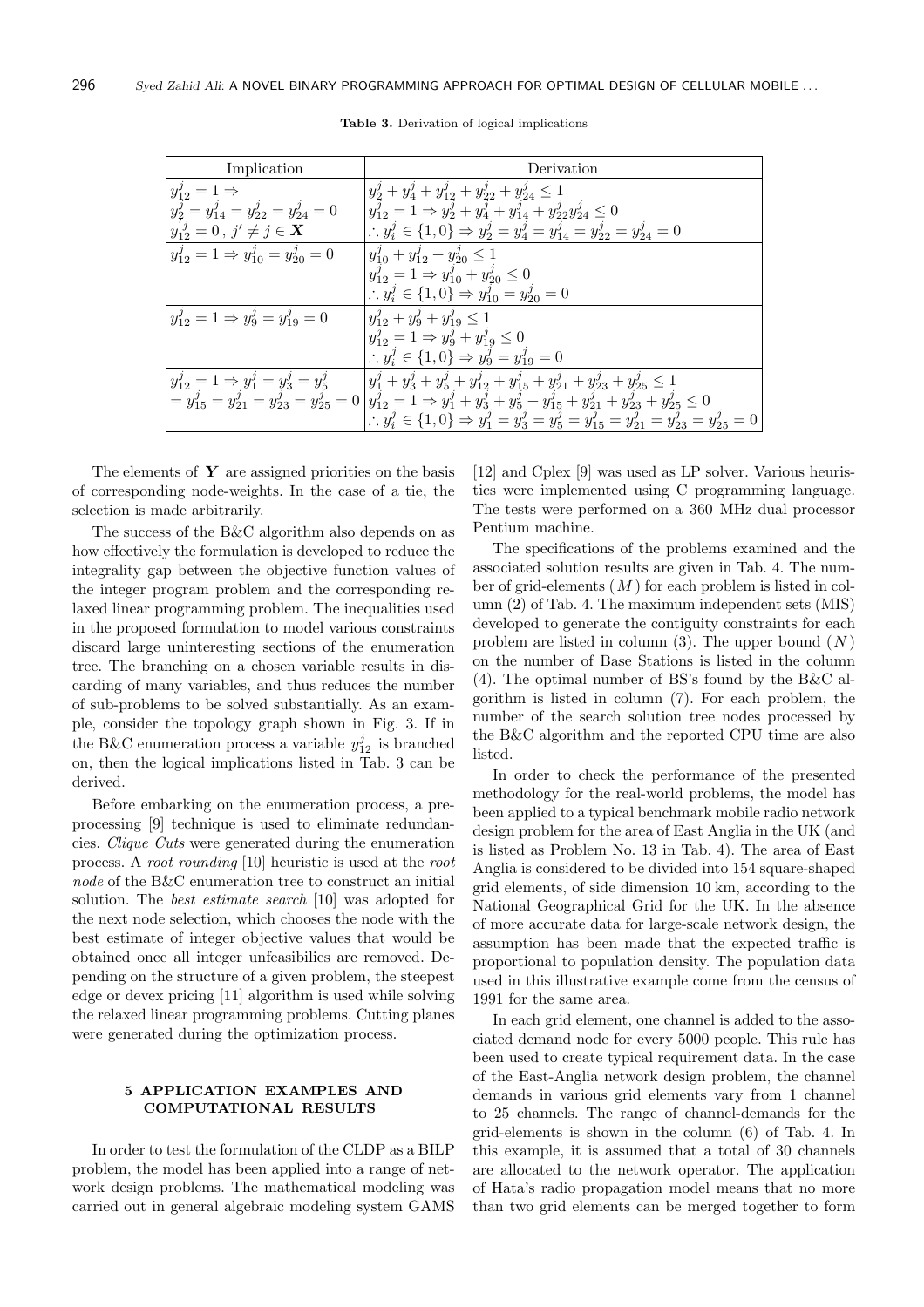**Table 3.** Derivation of logical implications

| Implication | Derivation |
|---|---|
| $y_{12}^j = 1 \Rightarrow$ $y_2^j = y_{14}^j = y_{22}^j = y_{24}^j = 0$ $y_{12}^{j'} = 0\,,\; j' \neq j \in \mathbf{X}$ | $y_2^j + y_4^j + y_{12}^j + y_{22}^j + y_{24}^j \leq 1$ $y_{12}^j = 1 \Rightarrow y_2^j + y_4^j + y_{14}^j + y_{22}^j y_{24}^j \leq 0$ $\therefore y_i^j \in \{1, 0\} \Rightarrow y_2^j = y_4^j = y_{14}^j = y_{22}^j = y_{24}^j = 0$ |
| $y_{12}^j = 1 \Rightarrow y_{10}^j = y_{20}^j = 0$ | $y_{10}^j + y_{12}^j + y_{20}^j \leq 1$ $y_{12}^j = 1 \Rightarrow y_{10}^j + y_{20}^j \leq 0$ $\therefore y_i^j \in \{1, 0\} \Rightarrow y_{10}^j = y_{20}^j = 0$ |
| $y_{12}^j = 1 \Rightarrow y_9^j = y_{19}^j = 0$ | $y_{12}^j + y_9^j + y_{19}^j \leq 1$ $y_{12}^j = 1 \Rightarrow y_9^j + y_{19}^j \leq 0$ $\therefore y_i^j \in \{1, 0\} \Rightarrow y_9^j = y_{19}^j = 0$ |
| $y_{12}^j = 1 \Rightarrow y_1^j = y_3^j = y_5^j$ $= y_{15}^j = y_{21}^j = y_{23}^j = y_{25}^j = 0$ | $y_1^j + y_3^j + y_5^j + y_{12}^j + y_{15}^j + y_{21}^j + y_{23}^j + y_{25}^j \leq 1$ $y_{12}^j = 1 \Rightarrow y_1^j + y_3^j + y_5^j + y_{15}^j + y_{21}^j + y_{23}^j + y_{25}^j \leq 0$ $\therefore y_i^j \in \{1, 0\} \Rightarrow y_1^j = y_3^j = y_5^j = y_{15}^j = y_{21}^j = y_{23}^j = y_{25}^j = 0$ |

The elements of $\boldsymbol{Y}$ are assigned priorities on the basis of corresponding node-weights. In the case of a tie, the selection is made arbitrarily.

The success of the B&C algorithm also depends on as how effectively the formulation is developed to reduce the integrality gap between the objective function values of the integer program problem and the corresponding relaxed linear programming problem. The inequalities used in the proposed formulation to model various constraints discard large uninteresting sections of the enumeration tree. The branching on a chosen variable results in discarding of many variables, and thus reduces the number of sub-problems to be solved substantially. As an example, consider the topology graph shown in Fig. 3. If in the B&C enumeration process a variable $y_{12}^j$ is branched on, then the logical implications listed in Tab. 3 can be derived.

Before embarking on the enumeration process, a preprocessing [9] technique is used to eliminate redundancies. *Clique Cuts* were generated during the enumeration process. A *root rounding* [10] heuristic is used at the *root node* of the B&C enumeration tree to construct an initial solution. The *best estimate search* [10] was adopted for the next node selection, which chooses the node with the best estimate of integer objective values that would be obtained once all integer unfeasibilities are removed. Depending on the structure of a given problem, the steepest edge or devex pricing [11] algorithm is used while solving the relaxed linear programming problems. Cutting planes were generated during the optimization process.

## 5 APPLICATION EXAMPLES AND COMPUTATIONAL RESULTS

In order to test the formulation of the CLDP as a BILP problem, the model has been applied into a range of network design problems. The mathematical modeling was carried out in general algebraic modeling system GAMS [12] and Cplex [9] was used as LP solver. Various heuristics were implemented using C programming language. The tests were performed on a 360 MHz dual processor Pentium machine.

The specifications of the problems examined and the associated solution results are given in Tab. 4. The number of grid-elements ($M$) for each problem is listed in column (2) of Tab. 4. The maximum independent sets (MIS) developed to generate the contiguity constraints for each problem are listed in column (3). The upper bound ($N$) on the number of Base Stations is listed in the column (4). The optimal number of BS's found by the B&C algorithm is listed in column (7). For each problem, the number of the search solution tree nodes processed by the B&C algorithm and the reported CPU time are also listed.

In order to check the performance of the presented methodology for the real-world problems, the model has been applied to a typical benchmark mobile radio network design problem for the area of East Anglia in the UK (and is listed as Problem No. 13 in Tab. 4). The area of East Anglia is considered to be divided into 154 square-shaped grid elements, of side dimension 10 km, according to the National Geographical Grid for the UK. In the absence of more accurate data for large-scale network design, the assumption has been made that the expected traffic is proportional to population density. The population data used in this illustrative example come from the census of 1991 for the same area.

In each grid element, one channel is added to the associated demand node for every 5000 people. This rule has been used to create typical requirement data. In the case of the East-Anglia network design problem, the channel demands in various grid elements vary from 1 channel to 25 channels. The range of channel-demands for the grid-elements is shown in the column (6) of Tab. 4. In this example, it is assumed that a total of 30 channels are allocated to the network operator. The application of Hata's radio propagation model means that no more than two grid elements can be merged together to form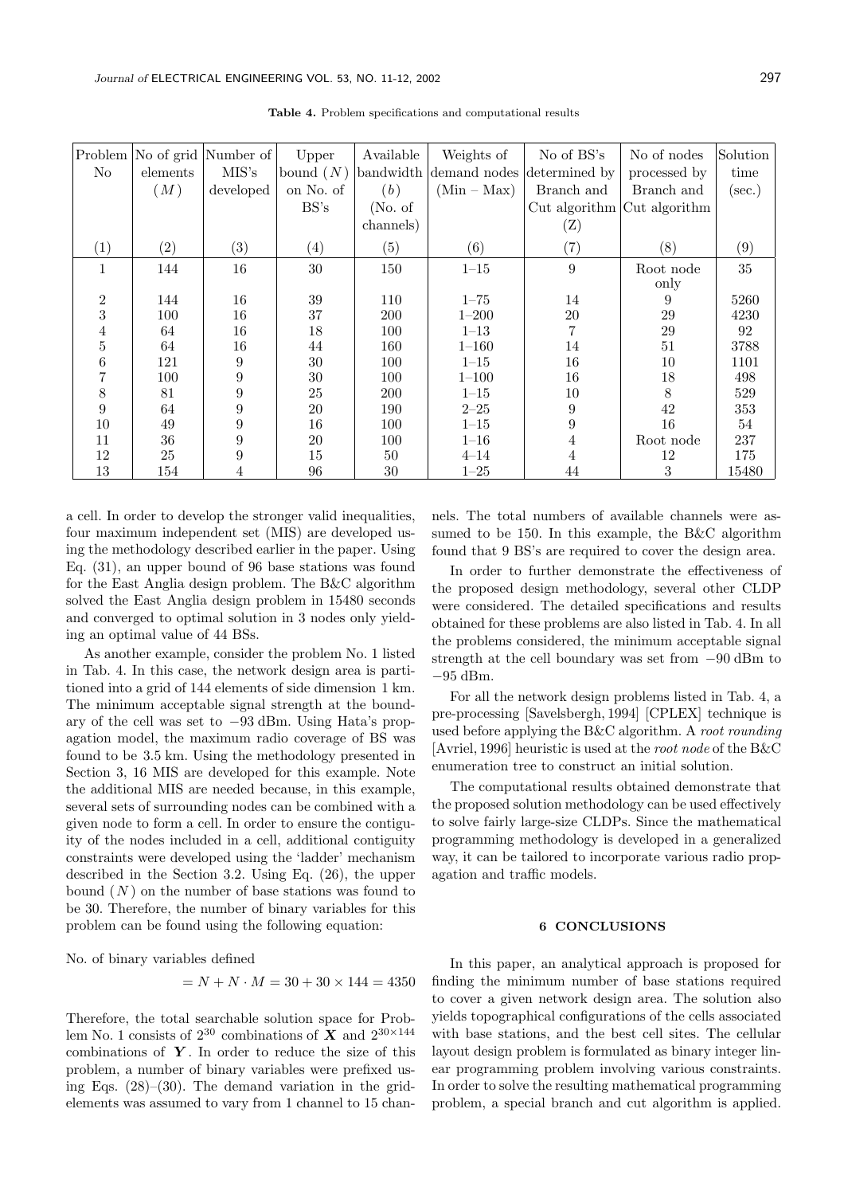**Table 4.** Problem specifications and computational results

| Problem No | No of grid elements ($M$) | Number of MIS's developed | Upper bound ($N$) on No. of BS's | Available bandwidth ($b$) (No. of channels) | Weights of demand nodes (Min – Max) | No of BS's determined by Branch and Cut algorithm (Z) | No of nodes processed by Branch and Cut algorithm | Solution time (sec.) |
|---|---|---|---|---|---|---|---|---|
| (1) | (2) | (3) | (4) | (5) | (6) | (7) | (8) | (9) |
| 1 | 144 | 16 | 30 | 150 | 1–15 | 9 | Root node only | 35 |
| 2 | 144 | 16 | 39 | 110 | 1–75 | 14 | 9 | 5260 |
| 3 | 100 | 16 | 37 | 200 | 1–200 | 20 | 29 | 4230 |
| 4 | 64 | 16 | 18 | 100 | 1–13 | 7 | 29 | 92 |
| 5 | 64 | 16 | 44 | 160 | 1–160 | 14 | 51 | 3788 |
| 6 | 121 | 9 | 30 | 100 | 1–15 | 16 | 10 | 1101 |
| 7 | 100 | 9 | 30 | 100 | 1–100 | 16 | 18 | 498 |
| 8 | 81 | 9 | 25 | 200 | 1–15 | 10 | 8 | 529 |
| 9 | 64 | 9 | 20 | 190 | 2–25 | 9 | 42 | 353 |
| 10 | 49 | 9 | 16 | 100 | 1–15 | 9 | 16 | 54 |
| 11 | 36 | 9 | 20 | 100 | 1–16 | 4 | Root node | 237 |
| 12 | 25 | 9 | 15 | 50 | 4–14 | 4 | 12 | 175 |
| 13 | 154 | 4 | 96 | 30 | 1–25 | 44 | 3 | 15480 |

a cell. In order to develop the stronger valid inequalities, four maximum independent set (MIS) are developed using the methodology described earlier in the paper. Using Eq. (31), an upper bound of 96 base stations was found for the East Anglia design problem. The B&C algorithm solved the East Anglia design problem in 15480 seconds and converged to optimal solution in 3 nodes only yielding an optimal value of 44 BSs.

As another example, consider the problem No. 1 listed in Tab. 4. In this case, the network design area is partitioned into a grid of 144 elements of side dimension 1 km. The minimum acceptable signal strength at the boundary of the cell was set to $-93$ dBm. Using Hata's propagation model, the maximum radio coverage of BS was found to be 3.5 km. Using the methodology presented in Section 3, 16 MIS are developed for this example. Note the additional MIS are needed because, in this example, several sets of surrounding nodes can be combined with a given node to form a cell. In order to ensure the contiguity of the nodes included in a cell, additional contiguity constraints were developed using the 'ladder' mechanism described in the Section 3.2. Using Eq. (26), the upper bound ($N$) on the number of base stations was found to be 30. Therefore, the number of binary variables for this problem can be found using the following equation:

No. of binary variables defined

$$= N + N \cdot M = 30 + 30 \times 144 = 4350$$

Therefore, the total searchable solution space for Problem No. 1 consists of $2^{30}$ combinations of $\boldsymbol{X}$ and $2^{30\times 144}$ combinations of $\boldsymbol{Y}$. In order to reduce the size of this problem, a number of binary variables were prefixed using Eqs. (28)–(30). The demand variation in the grid-elements was assumed to vary from 1 channel to 15 channels. The total numbers of available channels were assumed to be 150. In this example, the B&C algorithm found that 9 BS's are required to cover the design area.

In order to further demonstrate the effectiveness of the proposed design methodology, several other CLDP were considered. The detailed specifications and results obtained for these problems are also listed in Tab. 4. In all the problems considered, the minimum acceptable signal strength at the cell boundary was set from $-90$ dBm to $-95$ dBm.

For all the network design problems listed in Tab. 4, a pre-processing [Savelsbergh, 1994] [CPLEX] technique is used before applying the B&C algorithm. A *root rounding* [Avriel, 1996] heuristic is used at the *root node* of the B&C enumeration tree to construct an initial solution.

The computational results obtained demonstrate that the proposed solution methodology can be used effectively to solve fairly large-size CLDPs. Since the mathematical programming methodology is developed in a generalized way, it can be tailored to incorporate various radio propagation and traffic models.

## 6 CONCLUSIONS

In this paper, an analytical approach is proposed for finding the minimum number of base stations required to cover a given network design area. The solution also yields topographical configurations of the cells associated with base stations, and the best cell sites. The cellular layout design problem is formulated as binary integer linear programming problem involving various constraints. In order to solve the resulting mathematical programming problem, a special branch and cut algorithm is applied.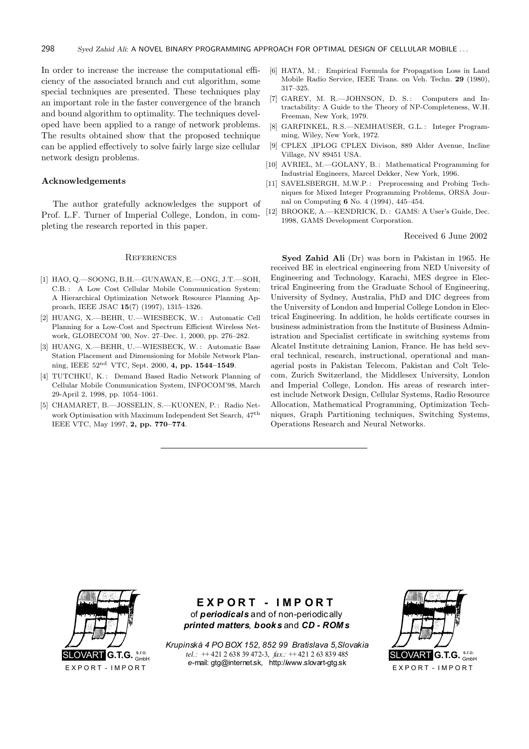In order to increase the increase the computational efficiency of the associated branch and cut algorithm, some special techniques are presented. These techniques play an important role in the faster convergence of the branch and bound algorithm to optimality. The techniques developed have been applied to a range of network problems. The results obtained show that the proposed technique can be applied effectively to solve fairly large size cellular network design problems.

## Acknowledgements

The author gratefully acknowledges the support of Prof. L.F. Turner of Imperial College, London, in completing the research reported in this paper.

## References

[1] HAO, Q.—SOONG, B.H.—GUNAWAN, E.—ONG, J.T.—SOH, C.B.: A Low Cost Cellular Mobile Communication System: A Hierarchical Optimization Network Resource Planning Approach, IEEE JSAC **15**(7) (1997), 1315–1326.

[2] HUANG, X.—BEHR, U.—WIESBECK, W.: Automatic Cell Planning for a Low-Cost and Spectrum Efficient Wireless Network, GLOBECOM '00, Nov. 27–Dec. 1, 2000, pp. 276–282.

[3] HUANG, X.—BEHR, U.—WIESBECK, W.: Automatic Base Station Placement and Dimensioning for Mobile Network Planning, IEEE 52nd VTC, Sept. 2000, **4, pp. 1544–1549**.

[4] TUTCHKU, K.: Demand Based Radio Network Planning of Cellular Mobile Communication System, INFOCOM'98, March 29-April 2, 1998, pp. 1054–1061.

[5] CHAMARET, B.—JOSSELIN, S.—KUONEN, P.: Radio Network Optimisation with Maximum Independent Set Search, 47th IEEE VTC, May 1997, **2, pp. 770–774**.

[6] HATA, M.: Empirical Formula for Propagation Loss in Land Mobile Radio Service, IEEE Trans. on Veh. Techn. **29** (1980), 317–325.

[7] GAREY, M. R.—JOHNSON, D. S.: Computers and Intractability: A Guide to the Theory of NP-Completeness, W.H. Freeman, New York, 1979.

[8] GARFINKEL, R.S.—NEMHAUSER, G.L.: Integer Programming, Wiley, New York, 1972.

[9] CPLEX ,IPLOG CPLEX Divison, 889 Alder Avenue, Incline Village, NV 89451 USA.

[10] AVRIEL, M.—GOLANY, B.: Mathematical Programming for Industrial Engineers, Marcel Dekker, New York, 1996.

[11] SAVELSBERGH, M.W.P.: Preprocessing and Probing Techniques for Mixed Integer Programming Problems, ORSA Journal on Computing **6** No. 4 (1994), 445–454.

[12] BROOKE, A.—KENDRICK, D.: GAMS: A User's Guide, Dec. 1998, GAMS Development Corporation.

Received 6 June 2002

**Syed Zahid Ali** (Dr) was born in Pakistan in 1965. He received BE in electrical engineering from NED University of Engineering and Technology, Karachi, MES degree in Electrical Engineering from the Graduate School of Engineering, University of Sydney, Australia, PhD and DIC degrees from the University of London and Imperial College London in Electrical Engineering. In addition, he holds certificate courses in business administration from the Institute of Business Administration and Specialist certificate in switching systems from Alcatel Institute detraining Lanion, France. He has held several technical, research, instructional, operational and managerial posts in Pakistan Telecom, Pakistan and Colt Telecom, Zurich Switzerland, the Middlesex University, London and Imperial College, London. His areas of research interest include Network Design, Cellular Systems, Radio Resource Allocation, Mathematical Programming, Optimization Techniques, Graph Partitioning techniques, Switching Systems, Operations Research and Neural Networks.

---

SLOVART G.T.G. s.r.o. GmbH
EXPORT - IMPORT

**EXPORT - IMPORT**
of ***periodicals*** and of non-periodically ***printed matters***, ***books*** and ***CD - ROMs***

*Krupinská 4 PO BOX 152, 852 99 Bratislava 5,Slovakia*
*tel.:* ++ 421 2 638 39 472-3, *fax.:* ++ 421 2 63 839 485
*e*-mail: gtg@internet.sk, http://www.slovart-gtg.sk

SLOVART G.T.G. s.r.o. GmbH
EXPORT - IMPORT